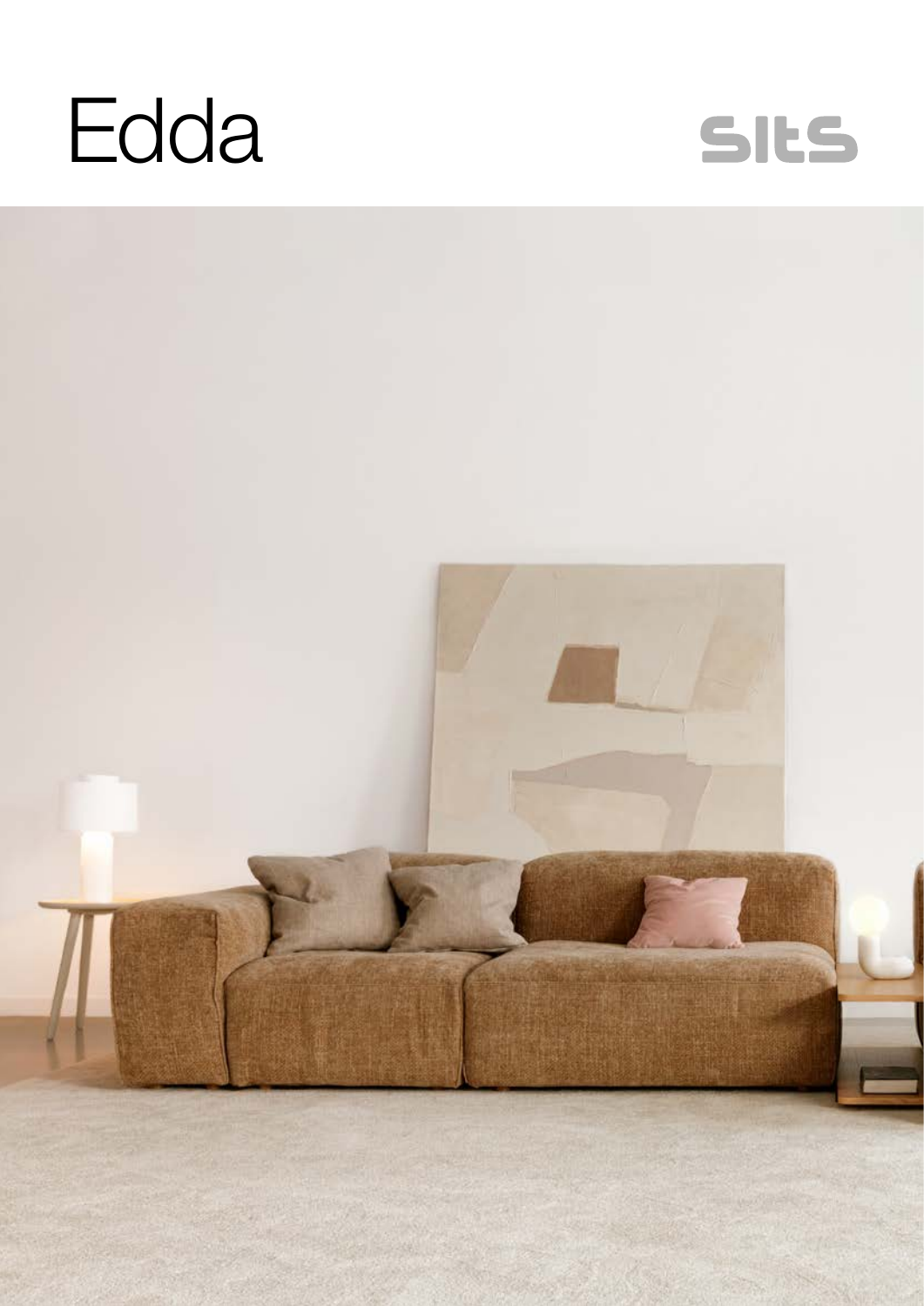# Edda

sits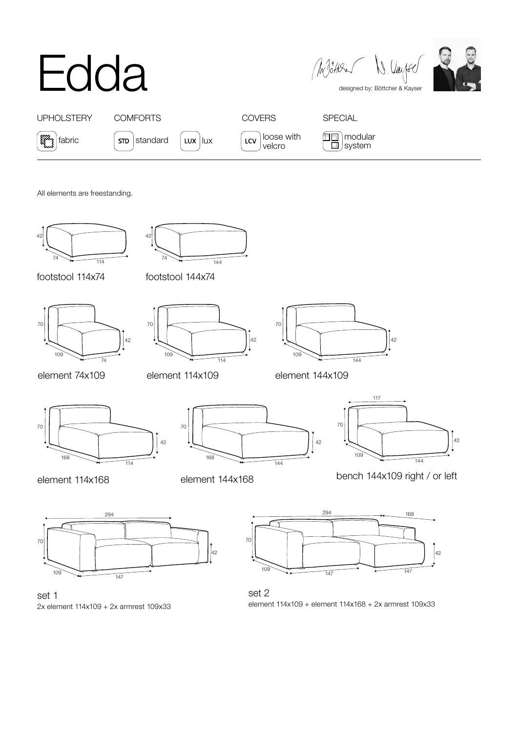# Edda

designed by: Böttcher & Kayser

| UPHOLSTERY | COMFORTS | | COVERS | SPECIAL |
|---|---|---|---|---|
| fabric | STD standard | LUX lux | LCV loose with velcro | modular system |

All elements are freestanding.

footstool 114x74

footstool 144x74

element 74x109

element 114x109

element 144x109

element 114x168

element 144x168

bench 144x109 right / or left

set 1
2x element 114x109 + 2x armrest 109x33

set 2
element 114x109 + element 114x168 + 2x armrest 109x33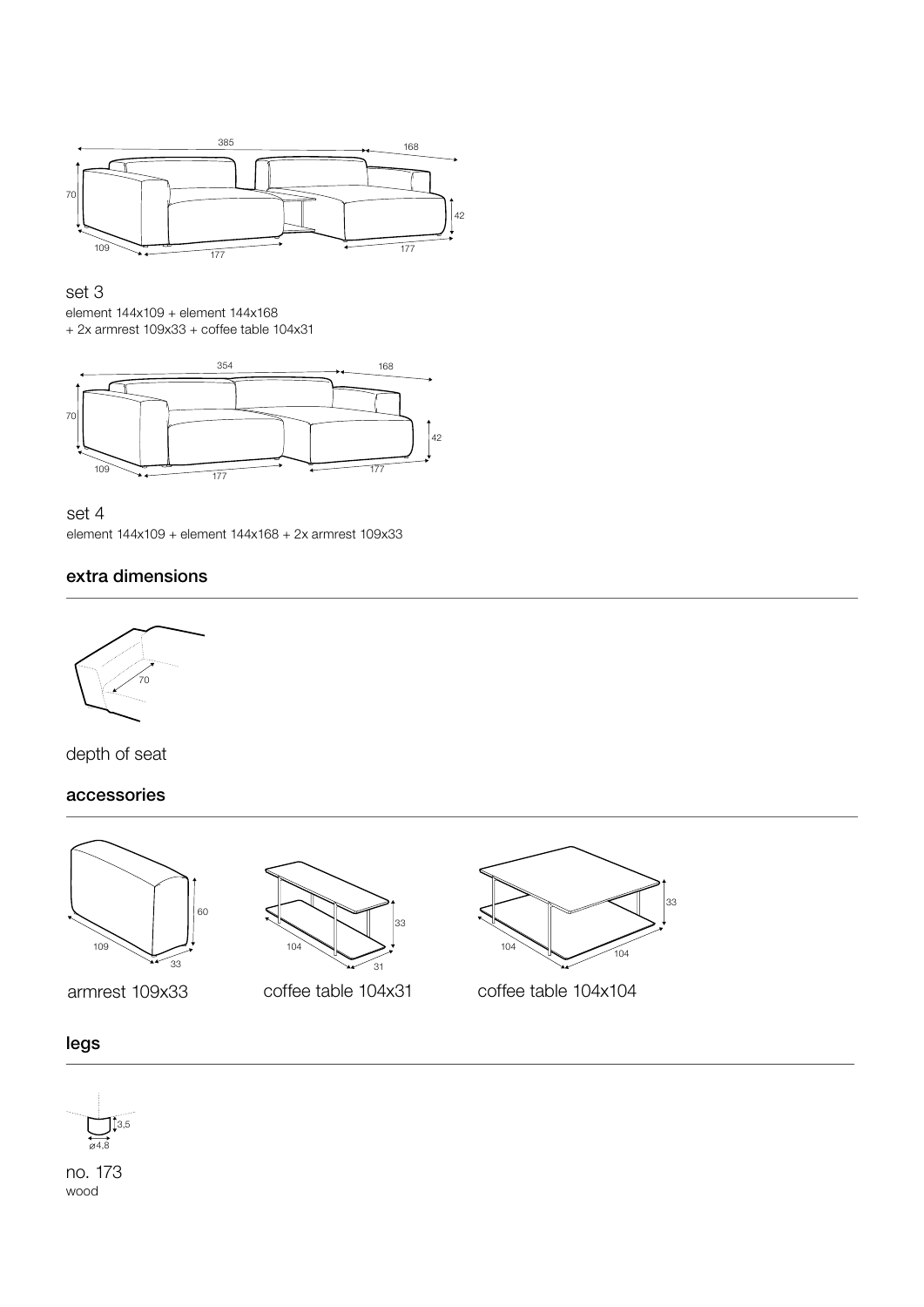set 3

element 144x109 + element 144x168
+ 2x armrest 109x33 + coffee table 104x31

set 4

element 144x109 + element 144x168 + 2x armrest 109x33

## extra dimensions

depth of seat

## accessories

armrest 109x33

coffee table 104x31

coffee table 104x104

## legs

no. 173
wood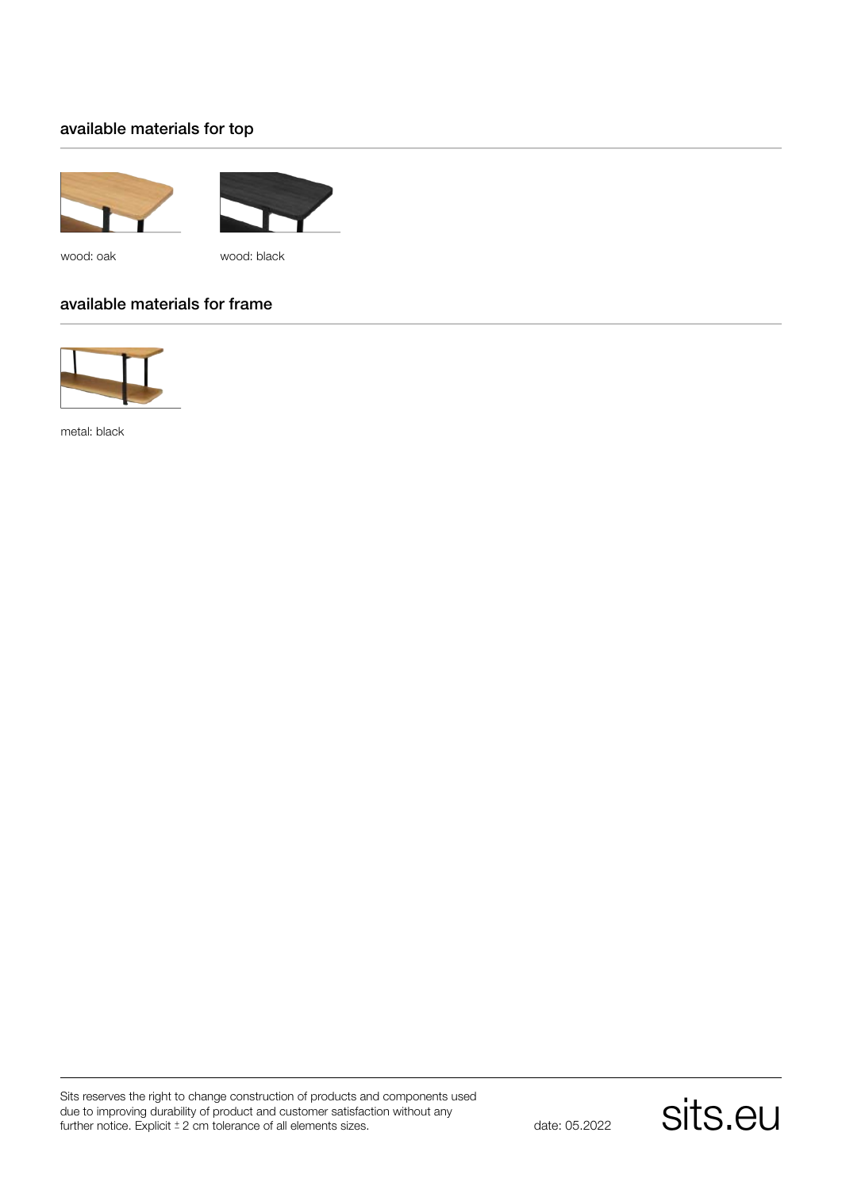## available materials for top

wood: oak

wood: black

## available materials for frame

metal: black

Sits reserves the right to change construction of products and components used due to improving durability of product and customer satisfaction without any further notice. Explicit ± 2 cm tolerance of all elements sizes.

date: 05.2022

sits.eu